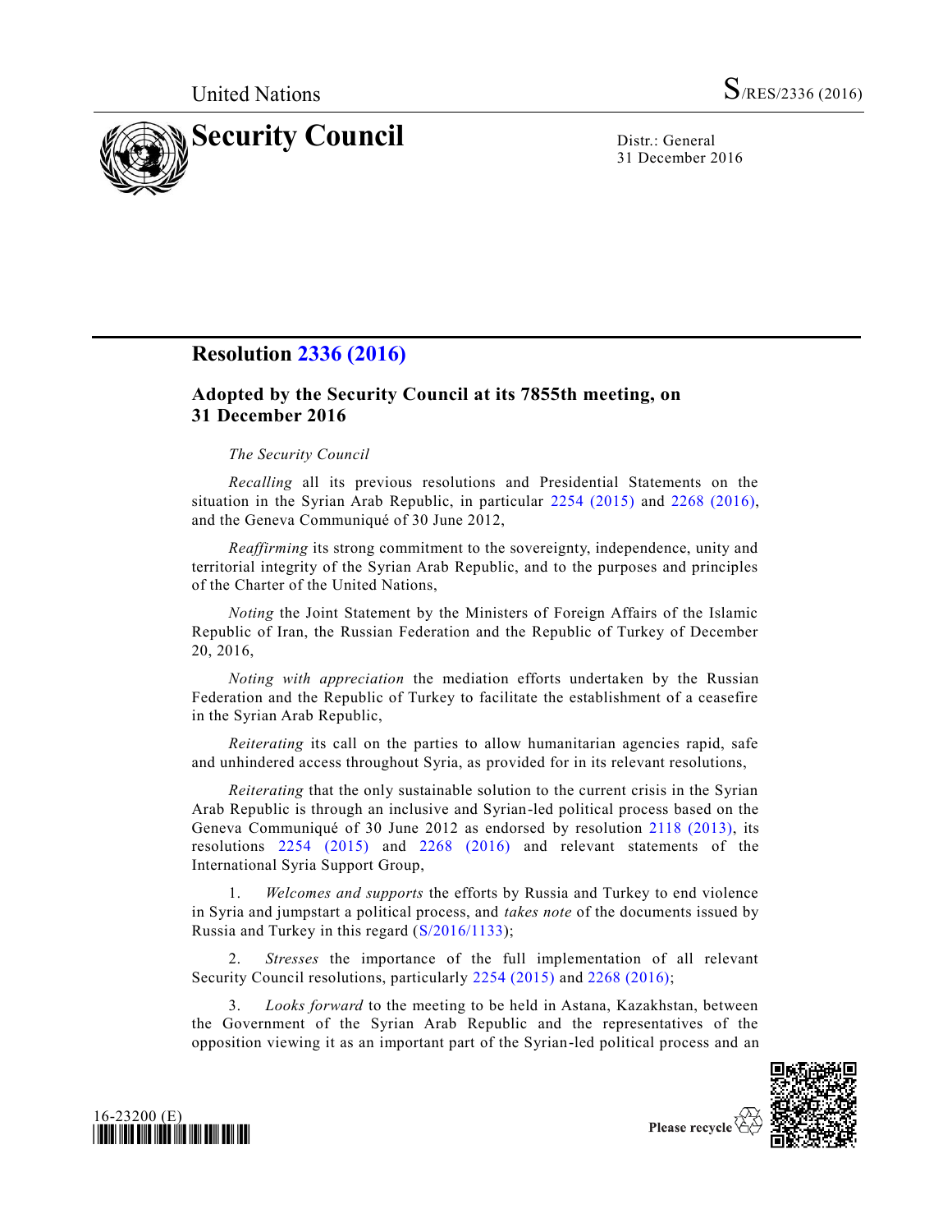United Nations S/RES/2336 (2016)

# Security Council

Distr.: General
31 December 2016

## Resolution 2336 (2016)

### Adopted by the Security Council at its 7855th meeting, on 31 December 2016

*The Security Council*

*Recalling* all its previous resolutions and Presidential Statements on the situation in the Syrian Arab Republic, in particular 2254 (2015) and 2268 (2016), and the Geneva Communiqué of 30 June 2012,

*Reaffirming* its strong commitment to the sovereignty, independence, unity and territorial integrity of the Syrian Arab Republic, and to the purposes and principles of the Charter of the United Nations,

*Noting* the Joint Statement by the Ministers of Foreign Affairs of the Islamic Republic of Iran, the Russian Federation and the Republic of Turkey of December 20, 2016,

*Noting with appreciation* the mediation efforts undertaken by the Russian Federation and the Republic of Turkey to facilitate the establishment of a ceasefire in the Syrian Arab Republic,

*Reiterating* its call on the parties to allow humanitarian agencies rapid, safe and unhindered access throughout Syria, as provided for in its relevant resolutions,

*Reiterating* that the only sustainable solution to the current crisis in the Syrian Arab Republic is through an inclusive and Syrian-led political process based on the Geneva Communiqué of 30 June 2012 as endorsed by resolution 2118 (2013), its resolutions 2254 (2015) and 2268 (2016) and relevant statements of the International Syria Support Group,

1. *Welcomes and supports* the efforts by Russia and Turkey to end violence in Syria and jumpstart a political process, and *takes note* of the documents issued by Russia and Turkey in this regard (S/2016/1133);

2. *Stresses* the importance of the full implementation of all relevant Security Council resolutions, particularly 2254 (2015) and 2268 (2016);

3. *Looks forward* to the meeting to be held in Astana, Kazakhstan, between the Government of the Syrian Arab Republic and the representatives of the opposition viewing it as an important part of the Syrian-led political process and an

16-23200 (E)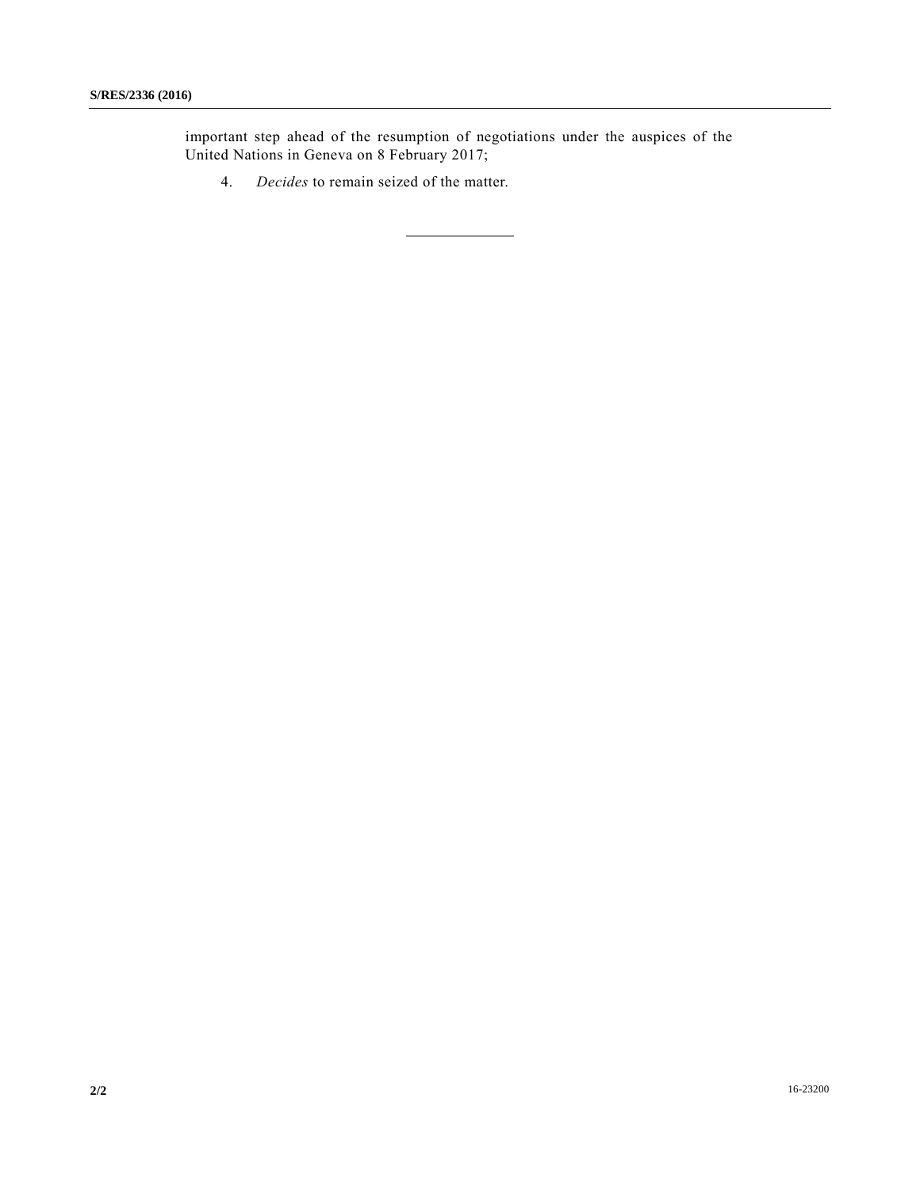important step ahead of the resumption of negotiations under the auspices of the United Nations in Geneva on 8 February 2017;

4. *Decides* to remain seized of the matter.